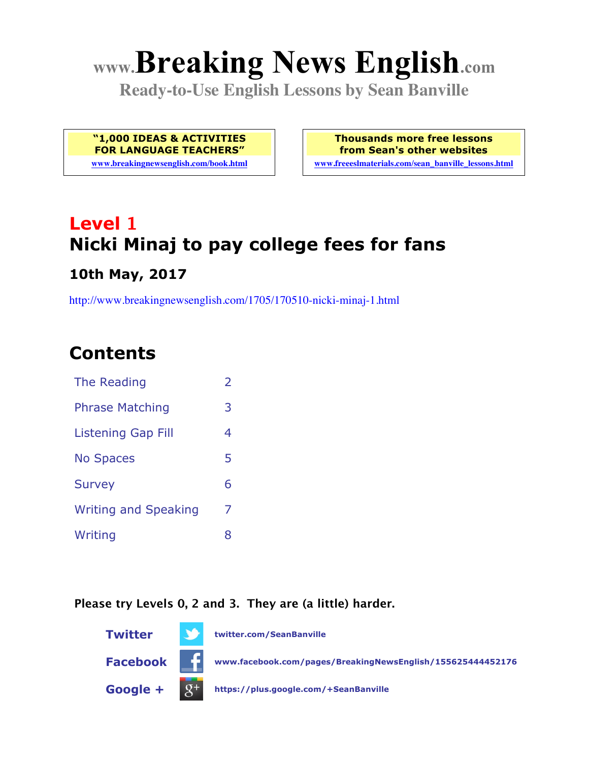# www.Breaking News English.com

**Ready-to-Use English Lessons by Sean Banville**

**"1,000 IDEAS & ACTIVITIES FOR LANGUAGE TEACHERS"**
www.breakingnewsenglish.com/book.html

**Thousands more free lessons from Sean's other websites**
www.freeeslmaterials.com/sean_banville_lessons.html

## Level 1

## Nicki Minaj to pay college fees for fans

### 10th May, 2017

http://www.breakingnewsenglish.com/1705/170510-nicki-minaj-1.html

## Contents

| | |
|---|---|
| The Reading | 2 |
| Phrase Matching | 3 |
| Listening Gap Fill | 4 |
| No Spaces | 5 |
| Survey | 6 |
| Writing and Speaking | 7 |
| Writing | 8 |

**Please try Levels 0, 2 and 3. They are (a little) harder.**

**Twitter** twitter.com/SeanBanville

**Facebook** www.facebook.com/pages/BreakingNewsEnglish/155625444452176

**Google +** https://plus.google.com/+SeanBanville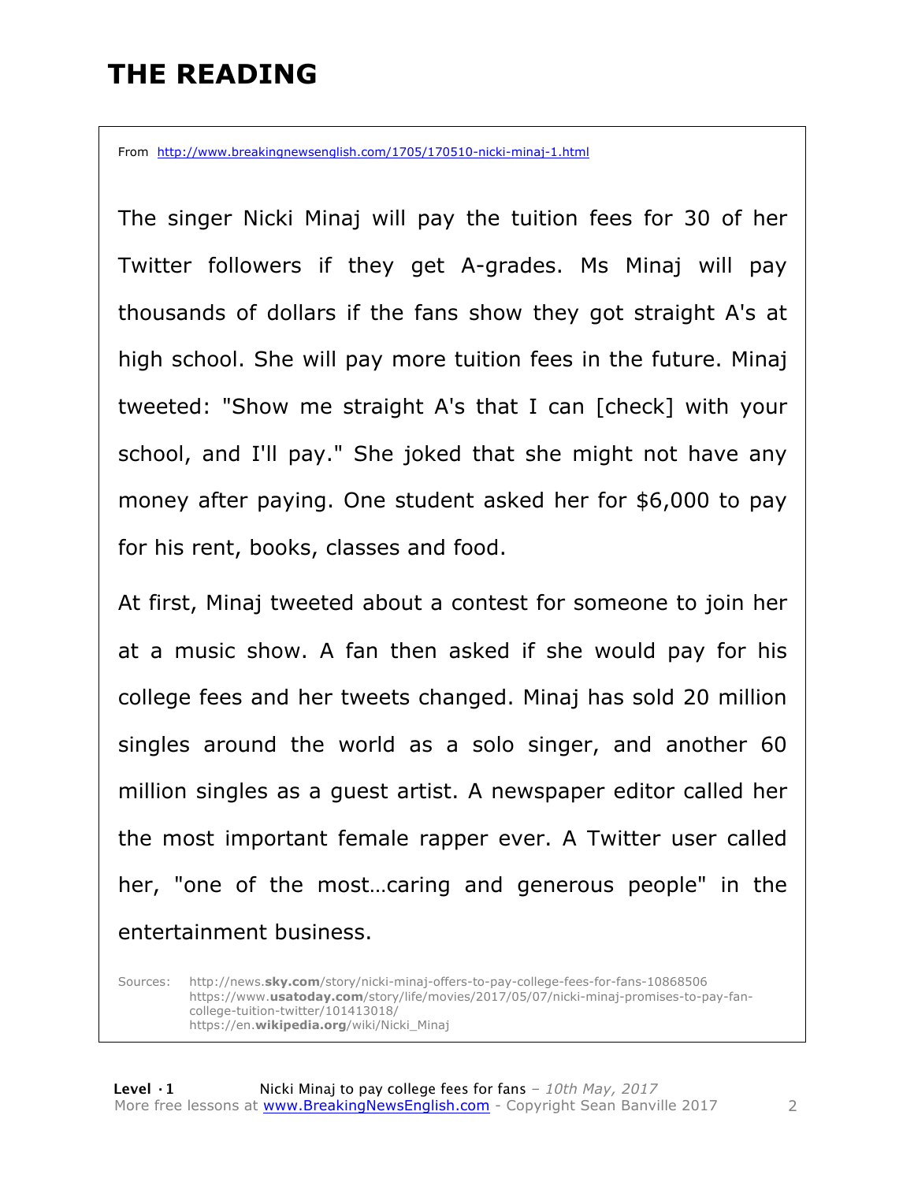# THE READING

From http://www.breakingnewsenglish.com/1705/170510-nicki-minaj-1.html

The singer Nicki Minaj will pay the tuition fees for 30 of her Twitter followers if they get A-grades. Ms Minaj will pay thousands of dollars if the fans show they got straight A's at high school. She will pay more tuition fees in the future. Minaj tweeted: "Show me straight A's that I can [check] with your school, and I'll pay." She joked that she might not have any money after paying. One student asked her for $6,000 to pay for his rent, books, classes and food.

At first, Minaj tweeted about a contest for someone to join her at a music show. A fan then asked if she would pay for his college fees and her tweets changed. Minaj has sold 20 million singles around the world as a solo singer, and another 60 million singles as a guest artist. A newspaper editor called her the most important female rapper ever. A Twitter user called her, "one of the most…caring and generous people" in the entertainment business.

Sources:
http://news.**sky.com**/story/nicki-minaj-offers-to-pay-college-fees-for-fans-10868506
https://www.**usatoday.com**/story/life/movies/2017/05/07/nicki-minaj-promises-to-pay-fan-college-tuition-twitter/101413018/
https://en.**wikipedia.org**/wiki/Nicki_Minaj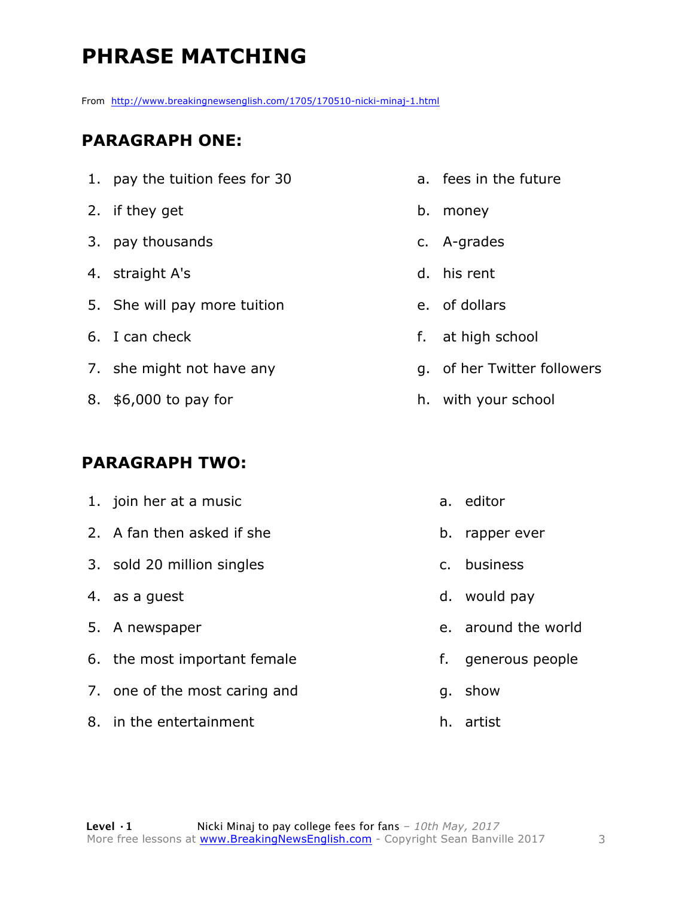# PHRASE MATCHING

From http://www.breakingnewsenglish.com/1705/170510-nicki-minaj-1.html

## PARAGRAPH ONE:

| | |
|---|---|
| 1. pay the tuition fees for 30 | a. fees in the future |
| 2. if they get | b. money |
| 3. pay thousands | c. A-grades |
| 4. straight A's | d. his rent |
| 5. She will pay more tuition | e. of dollars |
| 6. I can check | f. at high school |
| 7. she might not have any | g. of her Twitter followers |
| 8. $6,000 to pay for | h. with your school |

## PARAGRAPH TWO:

| | |
|---|---|
| 1. join her at a music | a. editor |
| 2. A fan then asked if she | b. rapper ever |
| 3. sold 20 million singles | c. business |
| 4. as a guest | d. would pay |
| 5. A newspaper | e. around the world |
| 6. the most important female | f. generous people |
| 7. one of the most caring and | g. show |
| 8. in the entertainment | h. artist |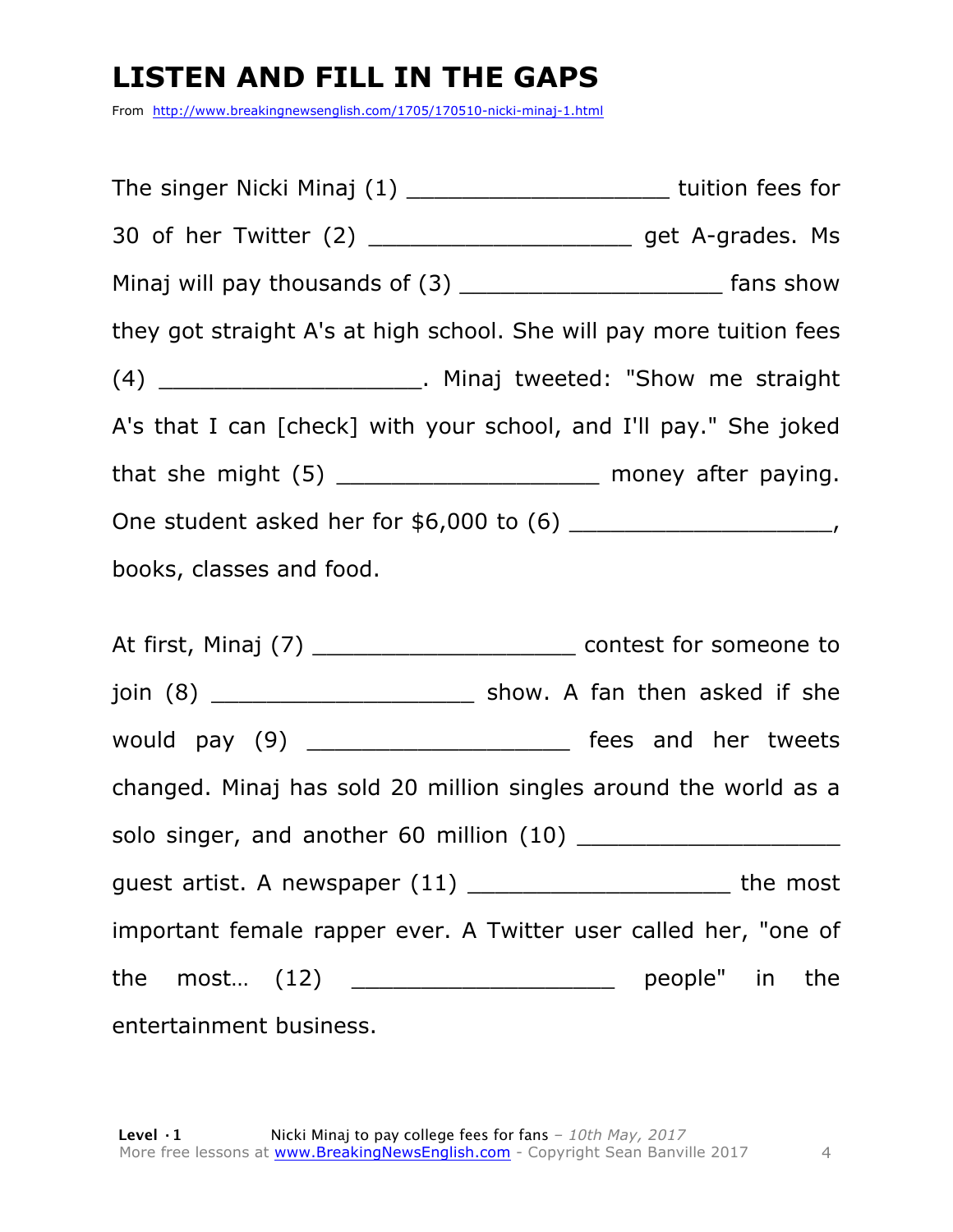# LISTEN AND FILL IN THE GAPS

From http://www.breakingnewsenglish.com/1705/170510-nicki-minaj-1.html

The singer Nicki Minaj (1) ___________________ tuition fees for 30 of her Twitter (2) ___________________ get A-grades. Ms Minaj will pay thousands of (3) ___________________ fans show they got straight A's at high school. She will pay more tuition fees (4) ___________________. Minaj tweeted: "Show me straight A's that I can [check] with your school, and I'll pay." She joked that she might (5) ___________________ money after paying. One student asked her for $6,000 to (6) ___________________, books, classes and food.

At first, Minaj (7) ___________________ contest for someone to join (8) ___________________ show. A fan then asked if she would pay (9) ___________________ fees and her tweets changed. Minaj has sold 20 million singles around the world as a solo singer, and another 60 million (10) ___________________ guest artist. A newspaper (11) ___________________ the most important female rapper ever. A Twitter user called her, "one of the most… (12) ___________________ people" in the entertainment business.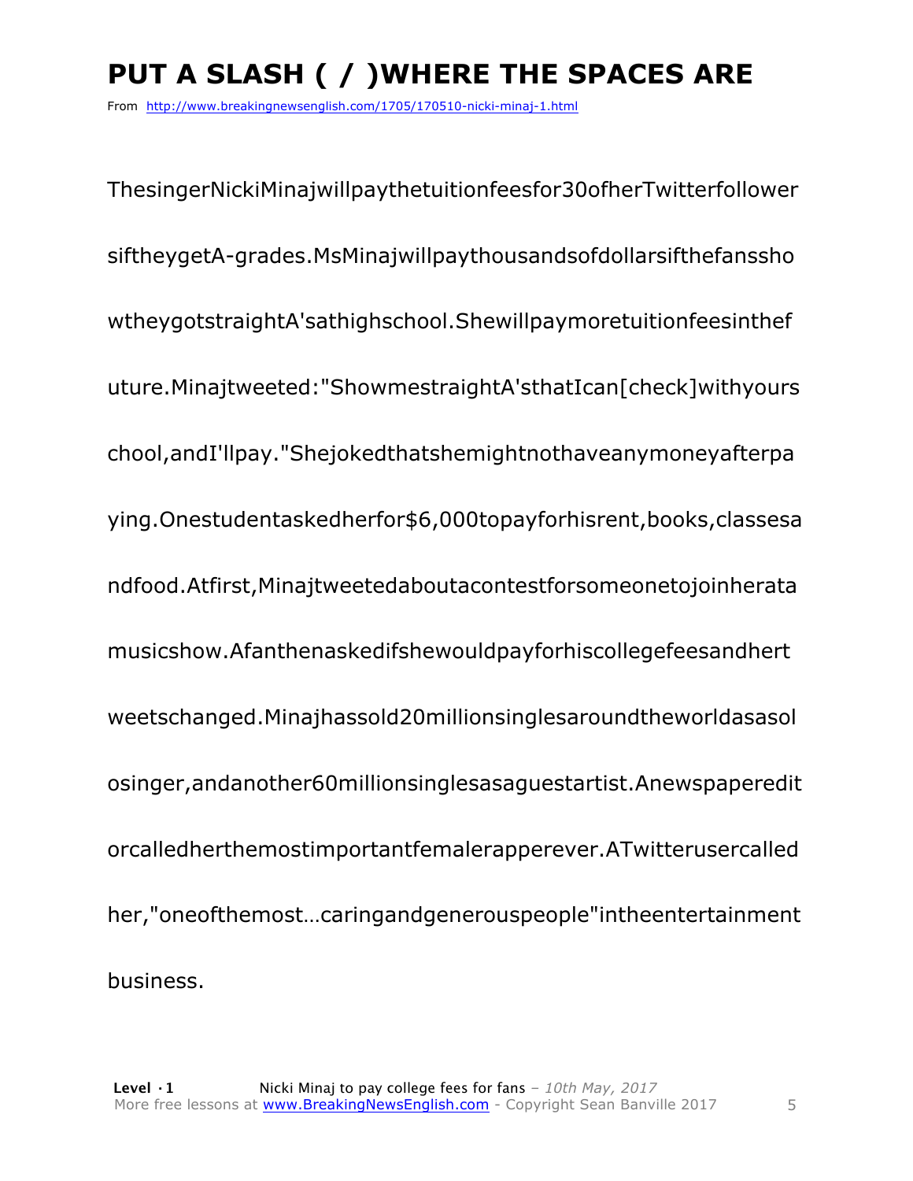# PUT A SLASH ( / )WHERE THE SPACES ARE

From http://www.breakingnewsenglish.com/1705/170510-nicki-minaj-1.html

ThesingerNickiMinajwillpaythetuitionfeesfor30ofherTwitterfollower

siftheygetA-grades.MsMinajwillpaythousandsofdollarsifthefanssho

wtheygotstraightA'sathighschool.Shewillpaymoretuitionfeesinthef

uture.Minajtweeted:"ShowmestraightA'sthatIcan[check]withyours

chool,andI'llpay."Shejokedthatshemightnothaveanymoneyafterpa

ying.Onestudentaskedherfor$6,000topayforhisrent,books,classesa

ndfood.Atfirst,Minajtweetedaboutacontestforsomeonetojoinherata

musicshow.Afanthenaskedifshewouldpayforhiscollegefeesandhert

weetschanged.Minajhassold20millionsinglesaroundtheworldasasol

osinger,andanother60millionsinglesasaguestartist.Anewspaperedit

orcalledherthemostimportantfemalerapperever.ATwitterusercalled

her,"oneofthemost…caringandgenerouspeople"intheentertainment

business.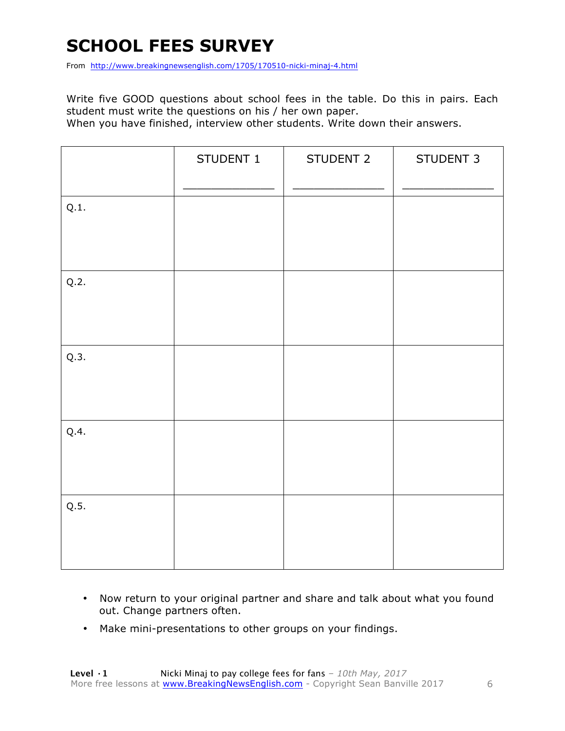# SCHOOL FEES SURVEY

From http://www.breakingnewsenglish.com/1705/170510-nicki-minaj-4.html

Write five GOOD questions about school fees in the table. Do this in pairs. Each student must write the questions on his / her own paper.
When you have finished, interview other students. Write down their answers.

| | STUDENT 1<br>_______________ | STUDENT 2<br>_______________ | STUDENT 3<br>_______________ |
|---|---|---|---|
| Q.1. | | | |
| Q.2. | | | |
| Q.3. | | | |
| Q.4. | | | |
| Q.5. | | | |

- Now return to your original partner and share and talk about what you found out. Change partners often.
- Make mini-presentations to other groups on your findings.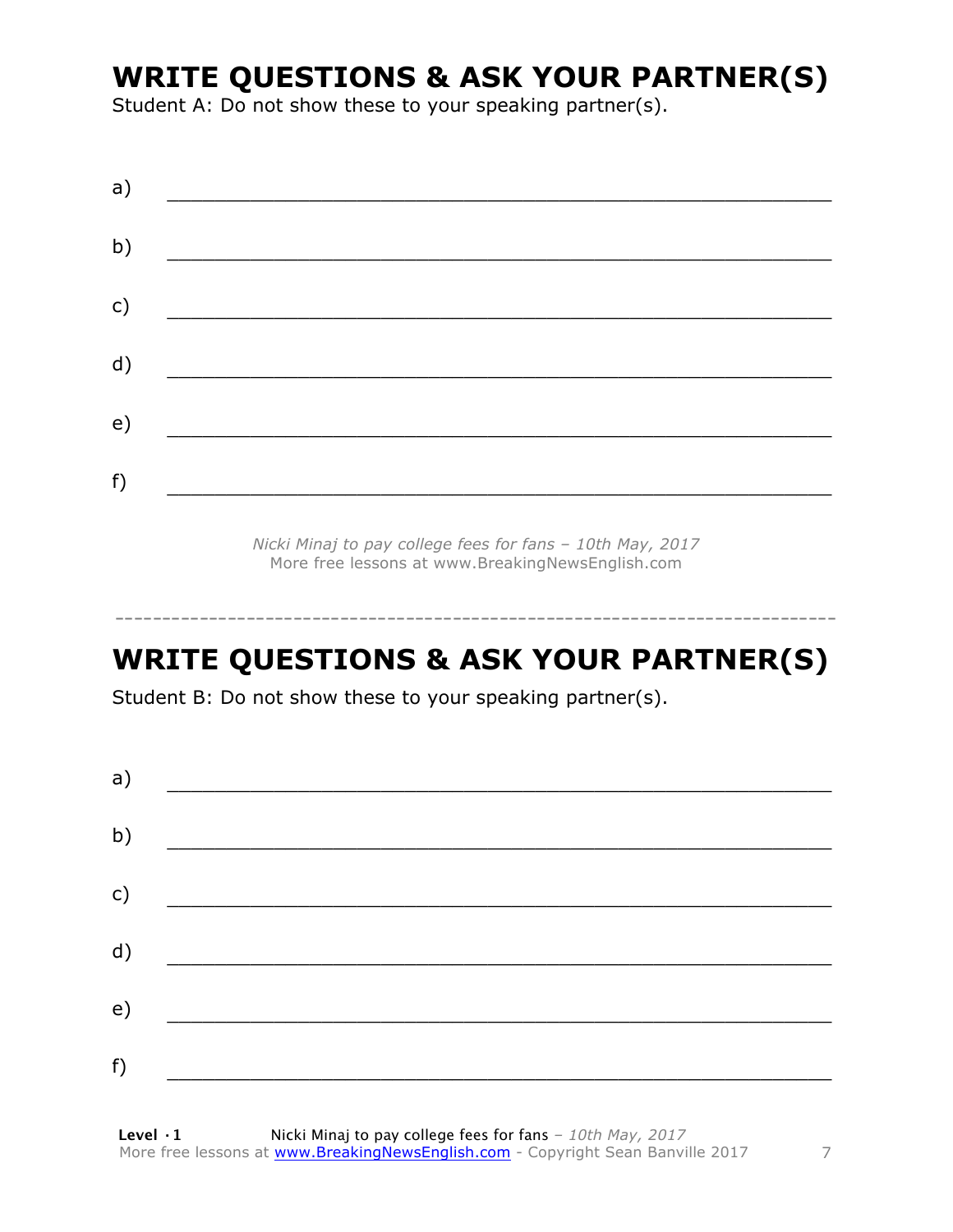## WRITE QUESTIONS & ASK YOUR PARTNER(S)

Student A: Do not show these to your speaking partner(s).

a) ___________________________________________________________

b) ___________________________________________________________

c) ___________________________________________________________

d) ___________________________________________________________

e) ___________________________________________________________

f) ___________________________________________________________

*Nicki Minaj to pay college fees for fans – 10th May, 2017*
More free lessons at www.BreakingNewsEnglish.com

---

## WRITE QUESTIONS & ASK YOUR PARTNER(S)

Student B: Do not show these to your speaking partner(s).

a) ___________________________________________________________

b) ___________________________________________________________

c) ___________________________________________________________

d) ___________________________________________________________

e) ___________________________________________________________

f) ___________________________________________________________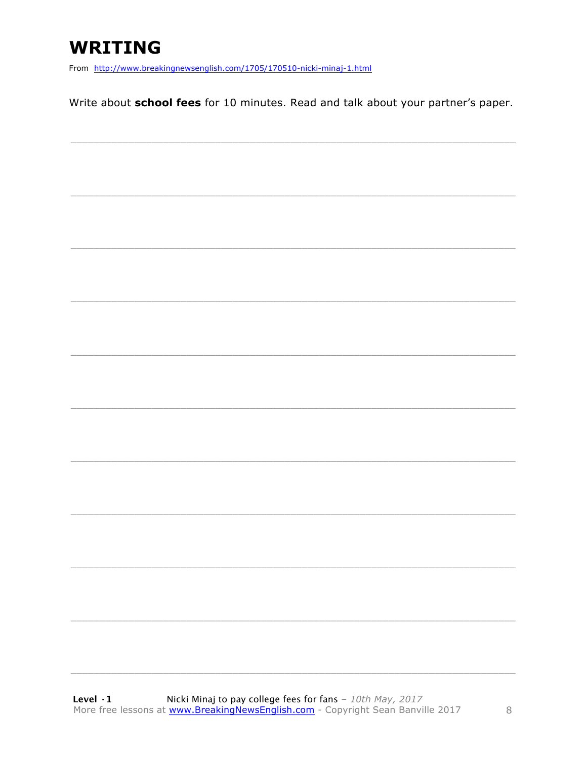# WRITING

From http://www.breakingnewsenglish.com/1705/170510-nicki-minaj-1.html

Write about **school fees** for 10 minutes. Read and talk about your partner's paper.